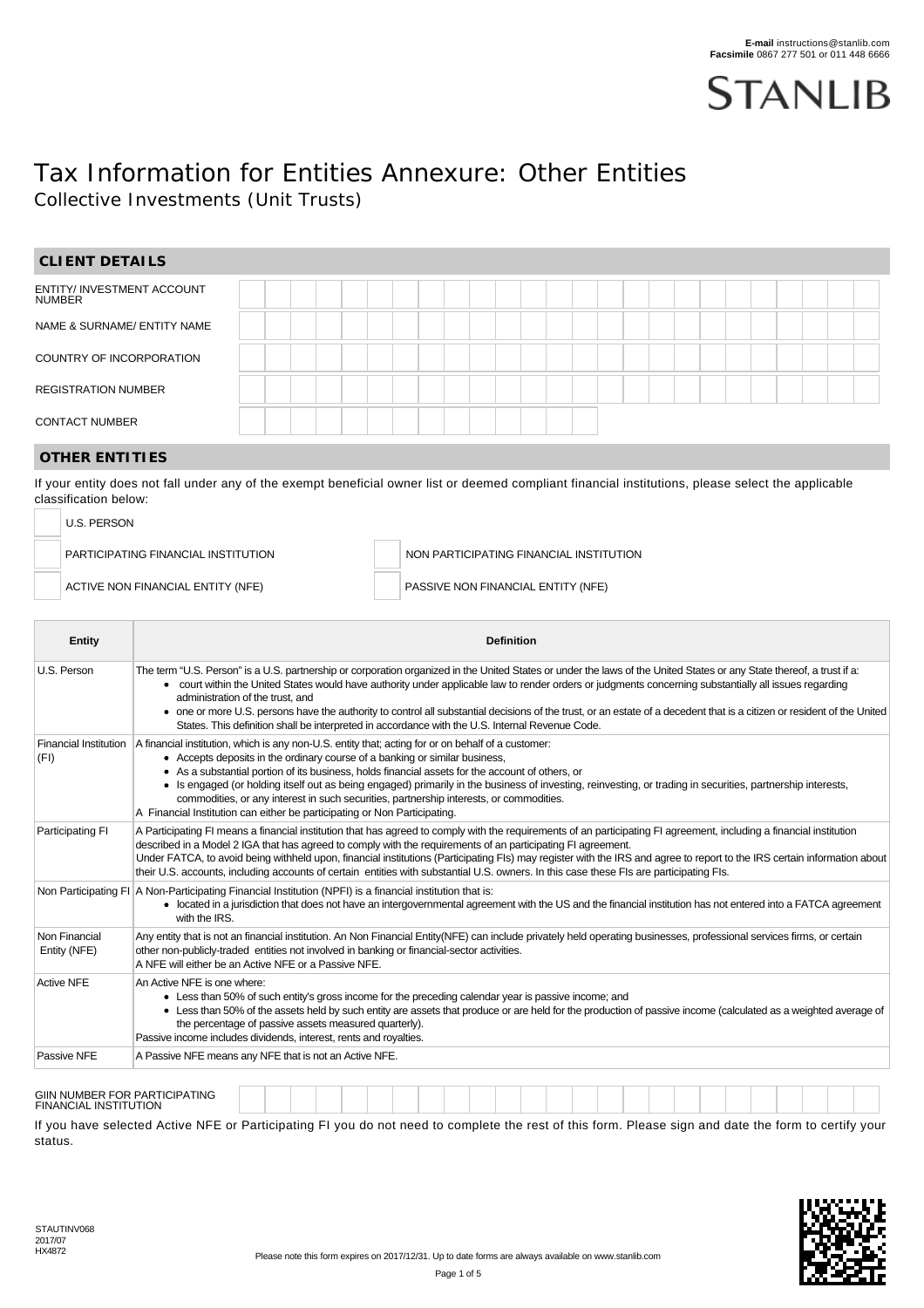**E-mail** instructions@stanlib.com
**Facsimile** 0867 277 501 or 011 448 6666

STANLIB

# Tax Information for Entities Annexure: Other Entities

Collective Investments (Unit Trusts)

## CLIENT DETAILS

| | |
|---|---|
| ENTITY/ INVESTMENT ACCOUNT NUMBER | |
| NAME & SURNAME/ ENTITY NAME | |
| COUNTRY OF INCORPORATION | |
| REGISTRATION NUMBER | |
| CONTACT NUMBER | |

## OTHER ENTITIES

If your entity does not fall under any of the exempt beneficial owner list or deemed compliant financial institutions, please select the applicable classification below:

- ☐ U.S. PERSON
- ☐ PARTICIPATING FINANCIAL INSTITUTION
- ☐ NON PARTICIPATING FINANCIAL INSTITUTION
- ☐ ACTIVE NON FINANCIAL ENTITY (NFE)
- ☐ PASSIVE NON FINANCIAL ENTITY (NFE)

| Entity | Definition |
|---|---|
| U.S. Person | The term "U.S. Person" is a U.S. partnership or corporation organized in the United States or under the laws of the United States or any State thereof, a trust if a: • court within the United States would have authority under applicable law to render orders or judgments concerning substantially all issues regarding administration of the trust, and • one or more U.S. persons have the authority to control all substantial decisions of the trust, or an estate of a decedent that is a citizen or resident of the United States. This definition shall be interpreted in accordance with the U.S. Internal Revenue Code. |
| Financial Institution (FI) | A financial institution, which is any non-U.S. entity that; acting for or on behalf of a customer: • Accepts deposits in the ordinary course of a banking or similar business, • As a substantial portion of its business, holds financial assets for the account of others, or • Is engaged (or holding itself out as being engaged) primarily in the business of investing, reinvesting, or trading in securities, partnership interests, commodities, or any interest in such securities, partnership interests, or commodities. A Financial Institution can either be participating or Non Participating. |
| Participating FI | A Participating FI means a financial institution that has agreed to comply with the requirements of an participating FI agreement, including a financial institution described in a Model 2 IGA that has agreed to comply with the requirements of an participating FI agreement. Under FATCA, to avoid being withheld upon, financial institutions (Participating FIs) may register with the IRS and agree to report to the IRS certain information about their U.S. accounts, including accounts of certain entities with substantial U.S. owners. In this case these FIs are participating FIs. |
| Non Participating FI | A Non-Participating Financial Institution (NPFI) is a financial institution that is: • located in a jurisdiction that does not have an intergovernmental agreement with the US and the financial institution has not entered into a FATCA agreement with the IRS. |
| Non Financial Entity (NFE) | Any entity that is not an financial institution. An Non Financial Entity(NFE) can include privately held operating businesses, professional services firms, or certain other non-publicly-traded entities not involved in banking or financial-sector activities. A NFE will either be an Active NFE or a Passive NFE. |
| Active NFE | An Active NFE is one where: • Less than 50% of such entity's gross income for the preceding calendar year is passive income; and • Less than 50% of the assets held by such entity are assets that produce or are held for the production of passive income (calculated as a weighted average of the percentage of passive assets measured quarterly). Passive income includes dividends, interest, rents and royalties. |
| Passive NFE | A Passive NFE means any NFE that is not an Active NFE. |

| | |
|---|---|
| GIIN NUMBER FOR PARTICIPATING FINANCIAL INSTITUTION | |

If you have selected Active NFE or Participating FI you do not need to complete the rest of this form. Please sign and date the form to certify your status.

STAUTINV068
2017/07
HX4872

Please note this form expires on 2017/12/31. Up to date forms are always available on www.stanlib.com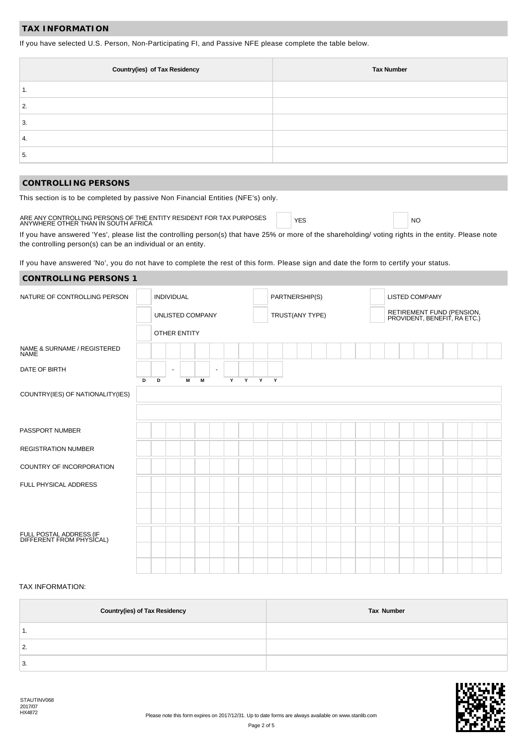## TAX INFORMATION

If you have selected U.S. Person, Non-Participating FI, and Passive NFE please complete the table below.

| Country(ies) of Tax Residency | Tax Number |
|---|---|
| 1. | |
| 2. | |
| 3. | |
| 4. | |
| 5. | |

## CONTROLLING PERSONS

This section is to be completed by passive Non Financial Entities (NFE's) only.

ARE ANY CONTROLLING PERSONS OF THE ENTITY RESIDENT FOR TAX PURPOSES ANYWHERE OTHER THAN IN SOUTH AFRICA ☐ YES ☐ NO

If you have answered 'Yes', please list the controlling person(s) that have 25% or more of the shareholding/ voting rights in the entity. Please note the controlling person(s) can be an individual or an entity.

If you have answered 'No', you do not have to complete the rest of this form. Please sign and date the form to certify your status.

## CONTROLLING PERSONS 1

NATURE OF CONTROLLING PERSON

- ☐ INDIVIDUAL
- ☐ PARTNERSHIP(S)
- ☐ LISTED COMPAMY
- ☐ UNLISTED COMPANY
- ☐ TRUST(ANY TYPE)
- ☐ RETIREMENT FUND (PENSION, PROVIDENT, BENEFIT, RA ETC.)
- ☐ OTHER ENTITY

NAME & SURNAME / REGISTERED NAME: ______________________

DATE OF BIRTH: D D - M M - Y Y Y Y

COUNTRY(IES) OF NATIONALITY(IES): ______________________

PASSPORT NUMBER: ______________________

REGISTRATION NUMBER: ______________________

COUNTRY OF INCORPORATION: ______________________

FULL PHYSICAL ADDRESS: ______________________

FULL POSTAL ADDRESS (IF DIFFERENT FROM PHYSICAL): ______________________

TAX INFORMATION:

| Country(ies) of Tax Residency | Tax Number |
|---|---|
| 1. | |
| 2. | |
| 3. | |

STAUTINV068
2017/07
HX4872

Please note this form expires on 2017/12/31. Up to date forms are always available on www.stanlib.com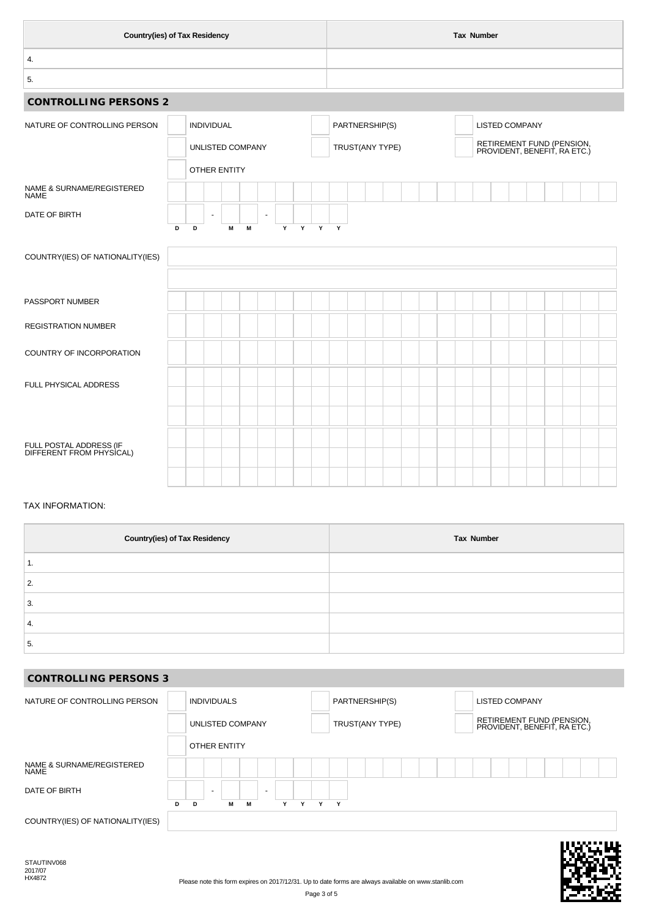| Country(ies) of Tax Residency | Tax Number |
|---|---|
| 4. | |
| 5. | |

## CONTROLLING PERSONS 2

| NATURE OF CONTROLLING PERSON | | | |
|---|---|---|---|
| | ☐ INDIVIDUAL | ☐ PARTNERSHIP(S) | ☐ LISTED COMPANY |
| | ☐ UNLISTED COMPANY | ☐ TRUST(ANY TYPE) | ☐ RETIREMENT FUND (PENSION, PROVIDENT, BENEFIT, RA ETC.) |
| | ☐ OTHER ENTITY | | |

| | |
|---|---|
| NAME & SURNAME/REGISTERED NAME | |
| DATE OF BIRTH | D D - M M - Y Y Y Y |
| COUNTRY(IES) OF NATIONALITY(IES) | |
| | |
| PASSPORT NUMBER | |
| REGISTRATION NUMBER | |
| COUNTRY OF INCORPORATION | |
| FULL PHYSICAL ADDRESS | |
| FULL POSTAL ADDRESS (IF DIFFERENT FROM PHYSICAL) | |

TAX INFORMATION:

| Country(ies) of Tax Residency | Tax Number |
|---|---|
| 1. | |
| 2. | |
| 3. | |
| 4. | |
| 5. | |

## CONTROLLING PERSONS 3

| NATURE OF CONTROLLING PERSON | | | |
|---|---|---|---|
| | ☐ INDIVIDUALS | ☐ PARTNERSHIP(S) | ☐ LISTED COMPANY |
| | ☐ UNLISTED COMPANY | ☐ TRUST(ANY TYPE) | ☐ RETIREMENT FUND (PENSION, PROVIDENT, BENEFIT, RA ETC.) |
| | ☐ OTHER ENTITY | | |

| | |
|---|---|
| NAME & SURNAME/REGISTERED NAME | |
| DATE OF BIRTH | D D - M M - Y Y Y Y |
| COUNTRY(IES) OF NATIONALITY(IES) | |

STAUTINV068
2017/07
HX4872

Please note this form expires on 2017/12/31. Up to date forms are always available on www.stanlib.com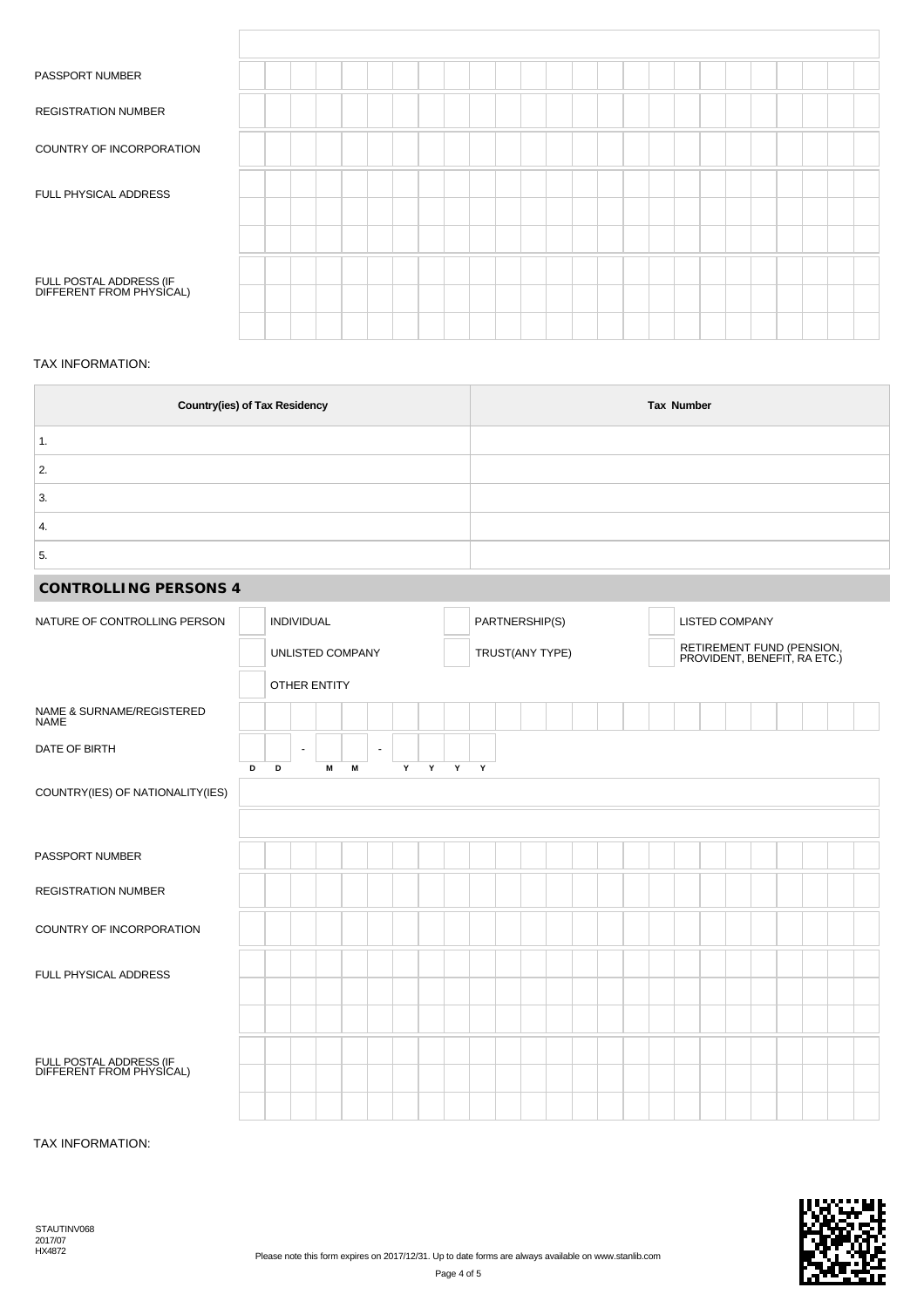PASSPORT NUMBER

REGISTRATION NUMBER

COUNTRY OF INCORPORATION

FULL PHYSICAL ADDRESS

FULL POSTAL ADDRESS (IF DIFFERENT FROM PHYSICAL)

TAX INFORMATION:

| Country(ies) of Tax Residency | Tax Number |
|---|---|
| 1. | |
| 2. | |
| 3. | |
| 4. | |
| 5. | |

## CONTROLLING PERSONS 4

NATURE OF CONTROLLING PERSON

- [ ] INDIVIDUAL
- [ ] PARTNERSHIP(S)
- [ ] LISTED COMPANY
- [ ] UNLISTED COMPANY
- [ ] TRUST(ANY TYPE)
- [ ] RETIREMENT FUND (PENSION, PROVIDENT, BENEFIT, RA ETC.)
- [ ] OTHER ENTITY

NAME & SURNAME/REGISTERED NAME

DATE OF BIRTH D D - M M - Y Y Y Y

COUNTRY(IES) OF NATIONALITY(IES)

PASSPORT NUMBER

REGISTRATION NUMBER

COUNTRY OF INCORPORATION

FULL PHYSICAL ADDRESS

FULL POSTAL ADDRESS (IF DIFFERENT FROM PHYSICAL)

TAX INFORMATION:

STAUTINV068
2017/07
HX4872

Please note this form expires on 2017/12/31. Up to date forms are always available on www.stanlib.com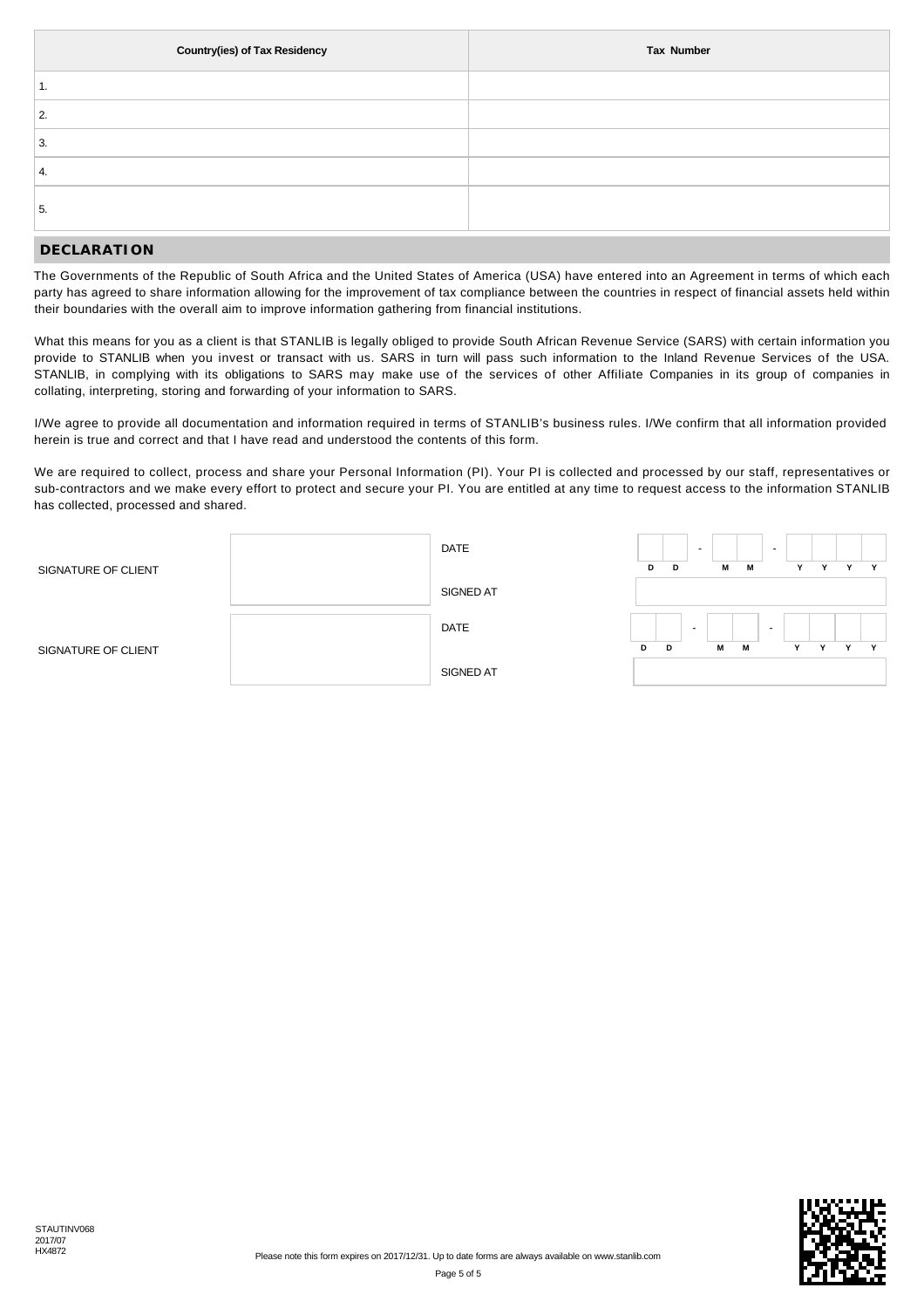| Country(ies) of Tax Residency | Tax Number |
|---|---|
| 1. | |
| 2. | |
| 3. | |
| 4. | |
| 5. | |

## DECLARATION

The Governments of the Republic of South Africa and the United States of America (USA) have entered into an Agreement in terms of which each party has agreed to share information allowing for the improvement of tax compliance between the countries in respect of financial assets held within their boundaries with the overall aim to improve information gathering from financial institutions.

What this means for you as a client is that STANLIB is legally obliged to provide South African Revenue Service (SARS) with certain information you provide to STANLIB when you invest or transact with us. SARS in turn will pass such information to the Inland Revenue Services of the USA. STANLIB, in complying with its obligations to SARS may make use of the services of other Affiliate Companies in its group of companies in collating, interpreting, storing and forwarding of your information to SARS.

I/We agree to provide all documentation and information required in terms of STANLIB's business rules. I/We confirm that all information provided herein is true and correct and that I have read and understood the contents of this form.

We are required to collect, process and share your Personal Information (PI). Your PI is collected and processed by our staff, representatives or sub-contractors and we make every effort to protect and secure your PI. You are entitled at any time to request access to the information STANLIB has collected, processed and shared.

| | | | |
|---|---|---|---|
| SIGNATURE OF CLIENT | | DATE | D D - M M - Y Y Y Y |
| | | SIGNED AT | |
| SIGNATURE OF CLIENT | | DATE | D D - M M - Y Y Y Y |
| | | SIGNED AT | |

STAUTINV068
2017/07
HX4872

Please note this form expires on 2017/12/31. Up to date forms are always available on www.stanlib.com